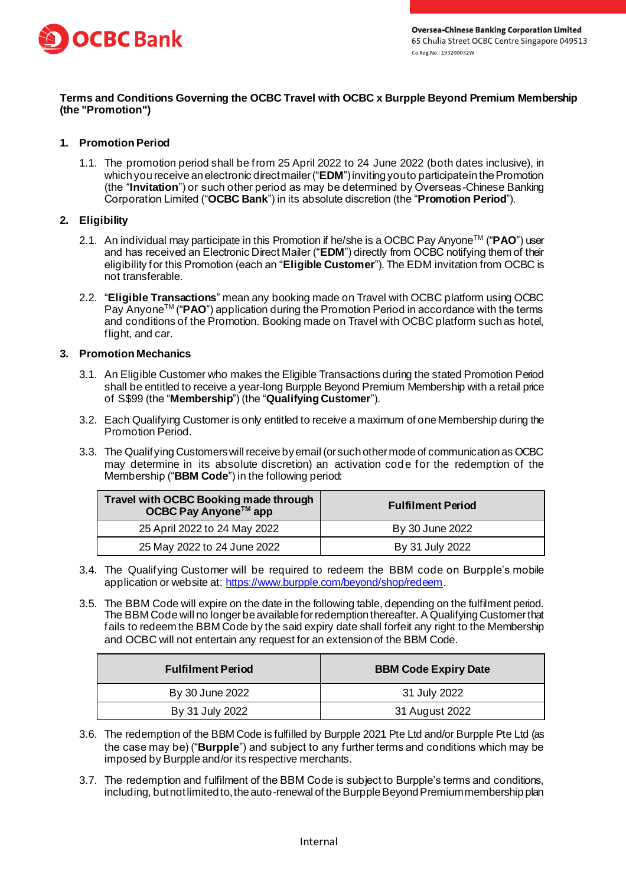Overseа-Chinese Banking Corporation Limited
65 Chulia Street OCBC Centre Singapore 049513
Co.Reg.No.: 193200032W

**Terms and Conditions Governing the OCBC Travel with OCBC x Burpple Beyond Premium Membership (the "Promotion")**

## 1. Promotion Period

1.1. The promotion period shall be from 25 April 2022 to 24 June 2022 (both dates inclusive), in which you receive an electronic direct mailer ("**EDM**") inviting you to participate in the Promotion (the "**Invitation**") or such other period as may be determined by Overseas-Chinese Banking Corporation Limited ("**OCBC Bank**") in its absolute discretion (the "**Promotion Period**").

## 2. Eligibility

2.1. An individual may participate in this Promotion if he/she is a OCBC Pay Anyone™ ("**PAO**") user and has received an Electronic Direct Mailer ("**EDM**") directly from OCBC notifying them of their eligibility for this Promotion (each an "**Eligible Customer**"). The EDM invitation from OCBC is not transferable.

2.2. "**Eligible Transactions**" mean any booking made on Travel with OCBC platform using OCBC Pay Anyone™ ("**PAO**") application during the Promotion Period in accordance with the terms and conditions of the Promotion. Booking made on Travel with OCBC platform such as hotel, flight, and car.

## 3. Promotion Mechanics

3.1. An Eligible Customer who makes the Eligible Transactions during the stated Promotion Period shall be entitled to receive a year-long Burpple Beyond Premium Membership with a retail price of S$99 (the "**Membership**") (the "**Qualifying Customer**").

3.2. Each Qualifying Customer is only entitled to receive a maximum of one Membership during the Promotion Period.

3.3. The Qualifying Customers will receive by email (or such other mode of communication as OCBC may determine in its absolute discretion) an activation code for the redemption of the Membership ("**BBM Code**") in the following period:

| Travel with OCBC Booking made through OCBC Pay Anyone™ app | Fulfilment Period |
|---|---|
| 25 April 2022 to 24 May 2022 | By 30 June 2022 |
| 25 May 2022 to 24 June 2022 | By 31 July 2022 |

3.4. The Qualifying Customer will be required to redeem the BBM code on Burpple's mobile application or website at: https://www.burpple.com/beyond/shop/redeem.

3.5. The BBM Code will expire on the date in the following table, depending on the fulfilment period. The BBM Code will no longer be available for redemption thereafter. A Qualifying Customer that fails to redeem the BBM Code by the said expiry date shall forfeit any right to the Membership and OCBC will not entertain any request for an extension of the BBM Code.

| Fulfilment Period | BBM Code Expiry Date |
|---|---|
| By 30 June 2022 | 31 July 2022 |
| By 31 July 2022 | 31 August 2022 |

3.6. The redemption of the BBM Code is fulfilled by Burpple 2021 Pte Ltd and/or Burpple Pte Ltd (as the case may be) ("**Burpple**") and subject to any further terms and conditions which may be imposed by Burpple and/or its respective merchants.

3.7. The redemption and fulfilment of the BBM Code is subject to Burpple's terms and conditions, including, but not limited to, the auto-renewal of the Burpple Beyond Premium membership plan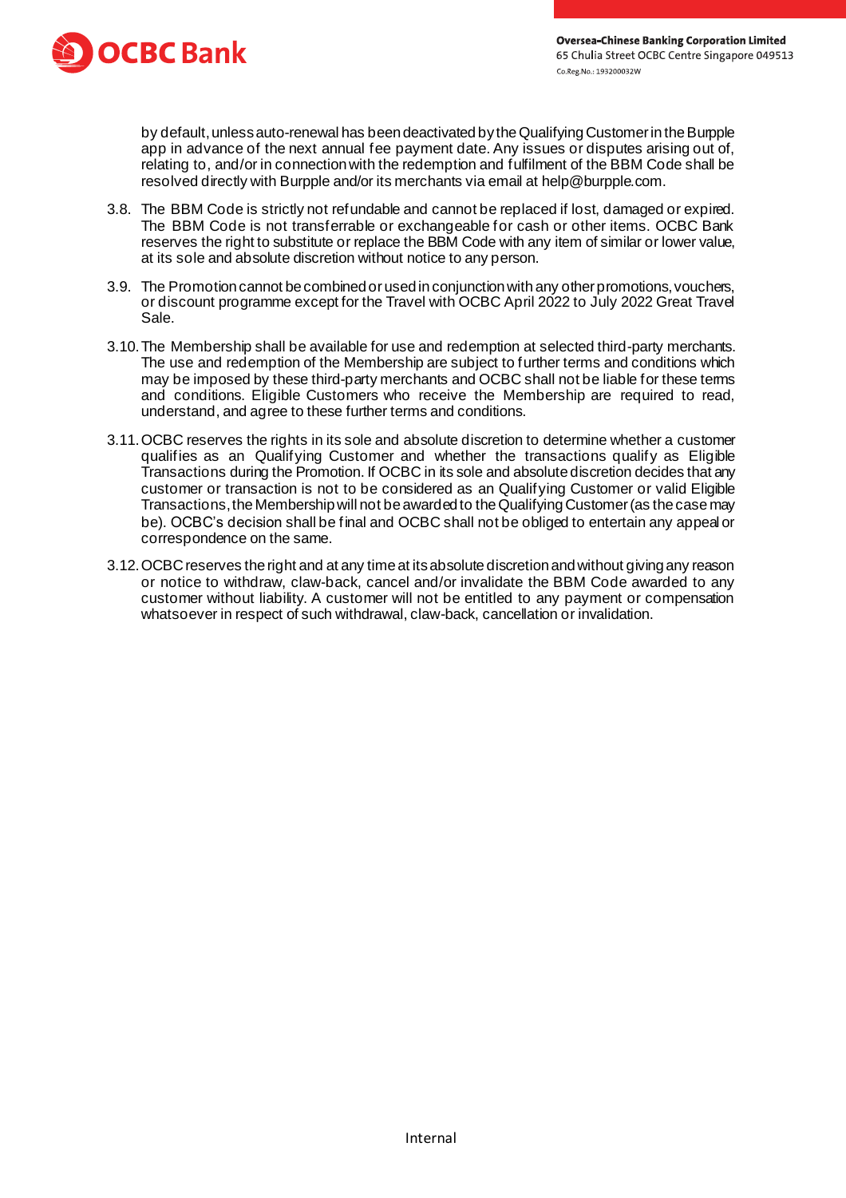by default, unless auto-renewal has been deactivated by the Qualifying Customer in the Burpple app in advance of the next annual fee payment date. Any issues or disputes arising out of, relating to, and/or in connection with the redemption and fulfilment of the BBM Code shall be resolved directly with Burpple and/or its merchants via email at help@burpple.com.

3.8. The BBM Code is strictly not refundable and cannot be replaced if lost, damaged or expired. The BBM Code is not transferrable or exchangeable for cash or other items. OCBC Bank reserves the right to substitute or replace the BBM Code with any item of similar or lower value, at its sole and absolute discretion without notice to any person.

3.9. The Promotion cannot be combined or used in conjunction with any other promotions, vouchers, or discount programme except for the Travel with OCBC April 2022 to July 2022 Great Travel Sale.

3.10. The Membership shall be available for use and redemption at selected third-party merchants. The use and redemption of the Membership are subject to further terms and conditions which may be imposed by these third-party merchants and OCBC shall not be liable for these terms and conditions. Eligible Customers who receive the Membership are required to read, understand, and agree to these further terms and conditions.

3.11. OCBC reserves the rights in its sole and absolute discretion to determine whether a customer qualifies as an Qualifying Customer and whether the transactions qualify as Eligible Transactions during the Promotion. If OCBC in its sole and absolute discretion decides that any customer or transaction is not to be considered as an Qualifying Customer or valid Eligible Transactions, the Membership will not be awarded to the Qualifying Customer (as the case may be). OCBC's decision shall be final and OCBC shall not be obliged to entertain any appeal or correspondence on the same.

3.12. OCBC reserves the right and at any time at its absolute discretion and without giving any reason or notice to withdraw, claw-back, cancel and/or invalidate the BBM Code awarded to any customer without liability. A customer will not be entitled to any payment or compensation whatsoever in respect of such withdrawal, claw-back, cancellation or invalidation.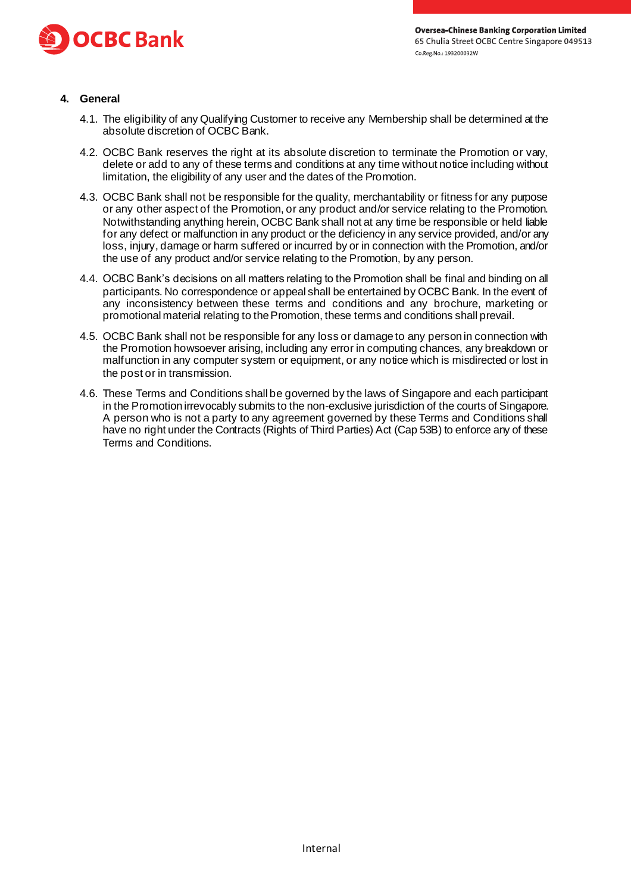## 4. General

4.1. The eligibility of any Qualifying Customer to receive any Membership shall be determined at the absolute discretion of OCBC Bank.

4.2. OCBC Bank reserves the right at its absolute discretion to terminate the Promotion or vary, delete or add to any of these terms and conditions at any time without notice including without limitation, the eligibility of any user and the dates of the Promotion.

4.3. OCBC Bank shall not be responsible for the quality, merchantability or fitness for any purpose or any other aspect of the Promotion, or any product and/or service relating to the Promotion. Notwithstanding anything herein, OCBC Bank shall not at any time be responsible or held liable for any defect or malfunction in any product or the deficiency in any service provided, and/or any loss, injury, damage or harm suffered or incurred by or in connection with the Promotion, and/or the use of any product and/or service relating to the Promotion, by any person.

4.4. OCBC Bank's decisions on all matters relating to the Promotion shall be final and binding on all participants. No correspondence or appeal shall be entertained by OCBC Bank. In the event of any inconsistency between these terms and conditions and any brochure, marketing or promotional material relating to the Promotion, these terms and conditions shall prevail.

4.5. OCBC Bank shall not be responsible for any loss or damage to any person in connection with the Promotion howsoever arising, including any error in computing chances, any breakdown or malfunction in any computer system or equipment, or any notice which is misdirected or lost in the post or in transmission.

4.6. These Terms and Conditions shall be governed by the laws of Singapore and each participant in the Promotion irrevocably submits to the non-exclusive jurisdiction of the courts of Singapore. A person who is not a party to any agreement governed by these Terms and Conditions shall have no right under the Contracts (Rights of Third Parties) Act (Cap 53B) to enforce any of these Terms and Conditions.